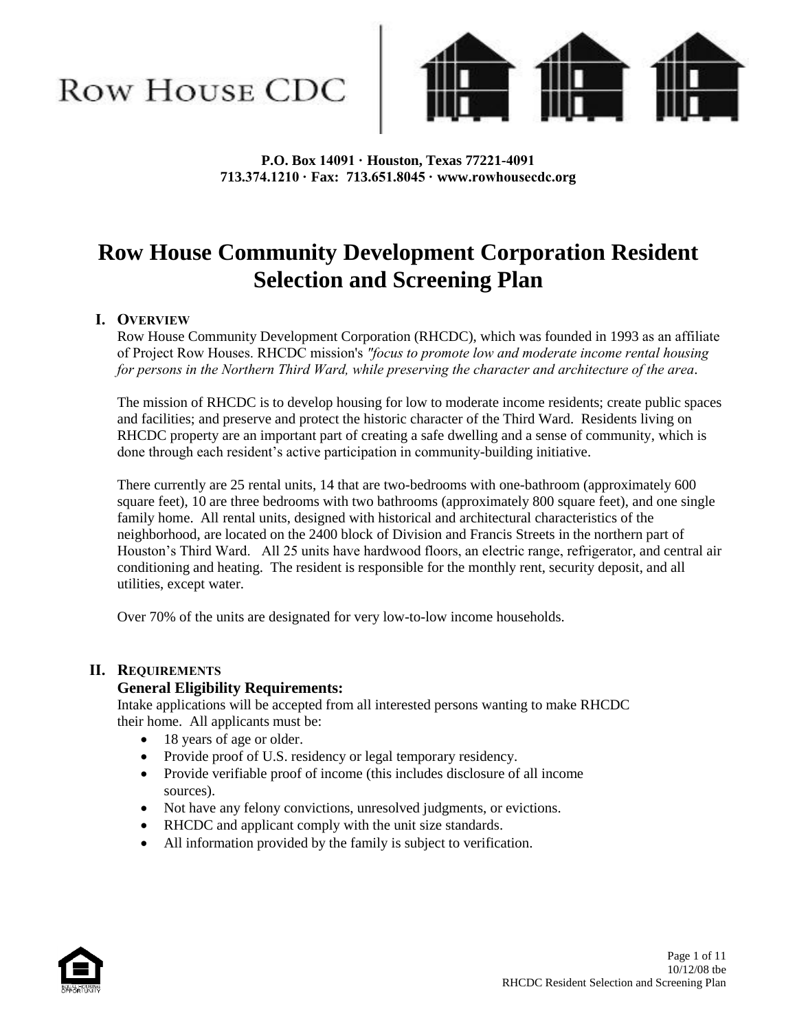ROW HOUSE CDC

**P.O. Box 14091 · Houston, Texas 77221-4091**
**713.374.1210 · Fax: 713.651.8045 · www.rowhousecdc.org**

# Row House Community Development Corporation Resident Selection and Screening Plan

## I. OVERVIEW

Row House Community Development Corporation (RHCDC), which was founded in 1993 as an affiliate of Project Row Houses. RHCDC mission's *"focus to promote low and moderate income rental housing for persons in the Northern Third Ward, while preserving the character and architecture of the area*.

The mission of RHCDC is to develop housing for low to moderate income residents; create public spaces and facilities; and preserve and protect the historic character of the Third Ward. Residents living on RHCDC property are an important part of creating a safe dwelling and a sense of community, which is done through each resident's active participation in community-building initiative.

There currently are 25 rental units, 14 that are two-bedrooms with one-bathroom (approximately 600 square feet), 10 are three bedrooms with two bathrooms (approximately 800 square feet), and one single family home. All rental units, designed with historical and architectural characteristics of the neighborhood, are located on the 2400 block of Division and Francis Streets in the northern part of Houston's Third Ward. All 25 units have hardwood floors, an electric range, refrigerator, and central air conditioning and heating. The resident is responsible for the monthly rent, security deposit, and all utilities, except water.

Over 70% of the units are designated for very low-to-low income households.

## II. REQUIREMENTS

### General Eligibility Requirements:

Intake applications will be accepted from all interested persons wanting to make RHCDC their home. All applicants must be:

- 18 years of age or older.
- Provide proof of U.S. residency or legal temporary residency.
- Provide verifiable proof of income (this includes disclosure of all income sources).
- Not have any felony convictions, unresolved judgments, or evictions.
- RHCDC and applicant comply with the unit size standards.
- All information provided by the family is subject to verification.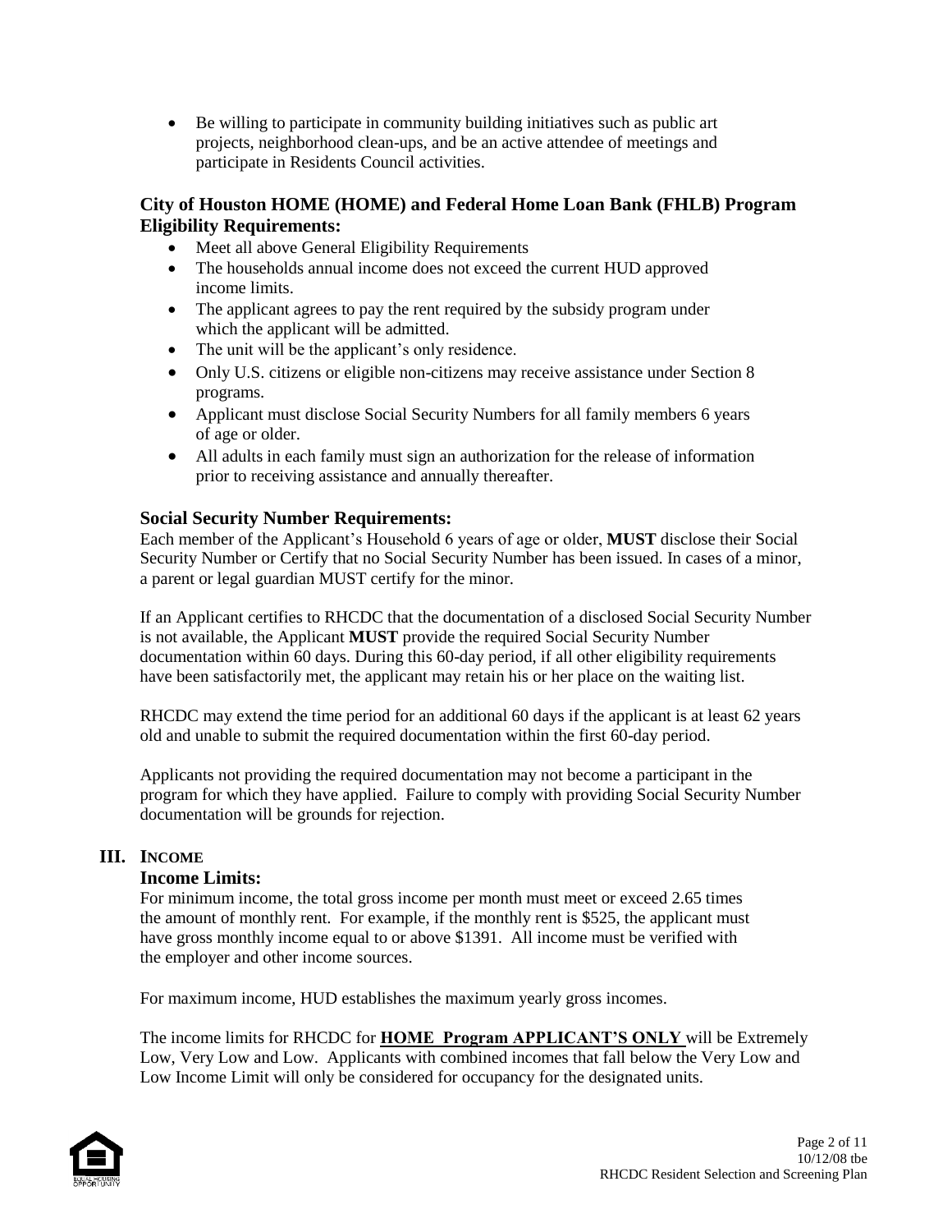- Be willing to participate in community building initiatives such as public art projects, neighborhood clean-ups, and be an active attendee of meetings and participate in Residents Council activities.

### City of Houston HOME (HOME) and Federal Home Loan Bank (FHLB) Program Eligibility Requirements:

- Meet all above General Eligibility Requirements
- The households annual income does not exceed the current HUD approved income limits.
- The applicant agrees to pay the rent required by the subsidy program under which the applicant will be admitted.
- The unit will be the applicant's only residence.
- Only U.S. citizens or eligible non-citizens may receive assistance under Section 8 programs.
- Applicant must disclose Social Security Numbers for all family members 6 years of age or older.
- All adults in each family must sign an authorization for the release of information prior to receiving assistance and annually thereafter.

### Social Security Number Requirements:

Each member of the Applicant's Household 6 years of age or older, **MUST** disclose their Social Security Number or Certify that no Social Security Number has been issued. In cases of a minor, a parent or legal guardian MUST certify for the minor.

If an Applicant certifies to RHCDC that the documentation of a disclosed Social Security Number is not available, the Applicant **MUST** provide the required Social Security Number documentation within 60 days. During this 60-day period, if all other eligibility requirements have been satisfactorily met, the applicant may retain his or her place on the waiting list.

RHCDC may extend the time period for an additional 60 days if the applicant is at least 62 years old and unable to submit the required documentation within the first 60-day period.

Applicants not providing the required documentation may not become a participant in the program for which they have applied. Failure to comply with providing Social Security Number documentation will be grounds for rejection.

## III. Income

### Income Limits:

For minimum income, the total gross income per month must meet or exceed 2.65 times the amount of monthly rent. For example, if the monthly rent is \$525, the applicant must have gross monthly income equal to or above \$1391. All income must be verified with the employer and other income sources.

For maximum income, HUD establishes the maximum yearly gross incomes.

The income limits for RHCDC for **HOME Program APPLICANT'S ONLY** will be Extremely Low, Very Low and Low. Applicants with combined incomes that fall below the Very Low and Low Income Limit will only be considered for occupancy for the designated units.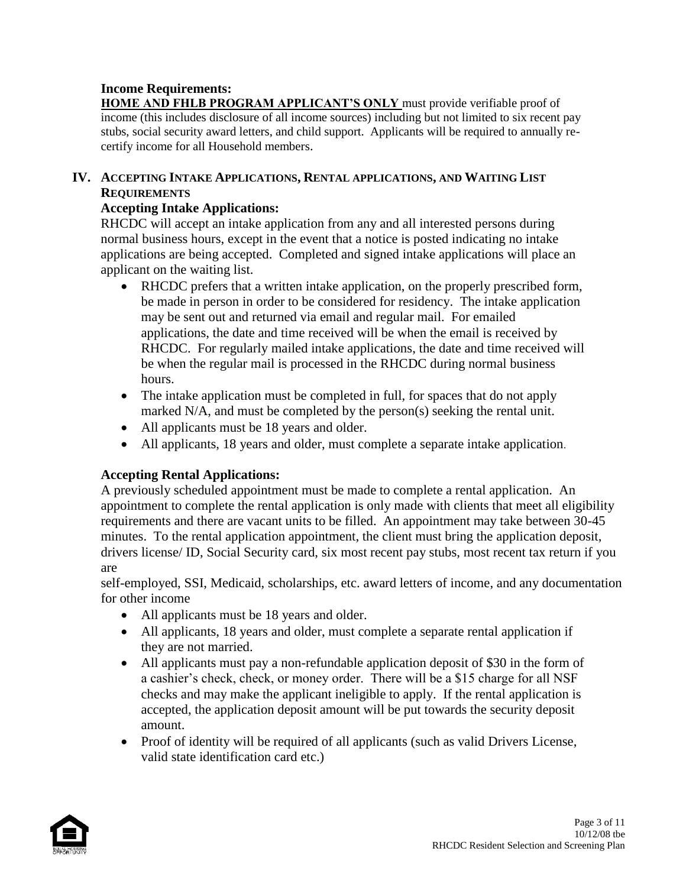### Income Requirements:

**HOME AND FHLB PROGRAM APPLICANT'S ONLY** must provide verifiable proof of income (this includes disclosure of all income sources) including but not limited to six recent pay stubs, social security award letters, and child support. Applicants will be required to annually re-certify income for all Household members.

## IV. ACCEPTING INTAKE APPLICATIONS, RENTAL APPLICATIONS, AND WAITING LIST REQUIREMENTS

### Accepting Intake Applications:

RHCDC will accept an intake application from any and all interested persons during normal business hours, except in the event that a notice is posted indicating no intake applications are being accepted. Completed and signed intake applications will place an applicant on the waiting list.

- RHCDC prefers that a written intake application, on the properly prescribed form, be made in person in order to be considered for residency. The intake application may be sent out and returned via email and regular mail. For emailed applications, the date and time received will be when the email is received by RHCDC. For regularly mailed intake applications, the date and time received will be when the regular mail is processed in the RHCDC during normal business hours.
- The intake application must be completed in full, for spaces that do not apply marked N/A, and must be completed by the person(s) seeking the rental unit.
- All applicants must be 18 years and older.
- All applicants, 18 years and older, must complete a separate intake application.

### Accepting Rental Applications:

A previously scheduled appointment must be made to complete a rental application. An appointment to complete the rental application is only made with clients that meet all eligibility requirements and there are vacant units to be filled. An appointment may take between 30-45 minutes. To the rental application appointment, the client must bring the application deposit, drivers license/ ID, Social Security card, six most recent pay stubs, most recent tax return if you are
self-employed, SSI, Medicaid, scholarships, etc. award letters of income, and any documentation for other income

- All applicants must be 18 years and older.
- All applicants, 18 years and older, must complete a separate rental application if they are not married.
- All applicants must pay a non-refundable application deposit of $30 in the form of a cashier's check, check, or money order. There will be a $15 charge for all NSF checks and may make the applicant ineligible to apply. If the rental application is accepted, the application deposit amount will be put towards the security deposit amount.
- Proof of identity will be required of all applicants (such as valid Drivers License, valid state identification card etc.)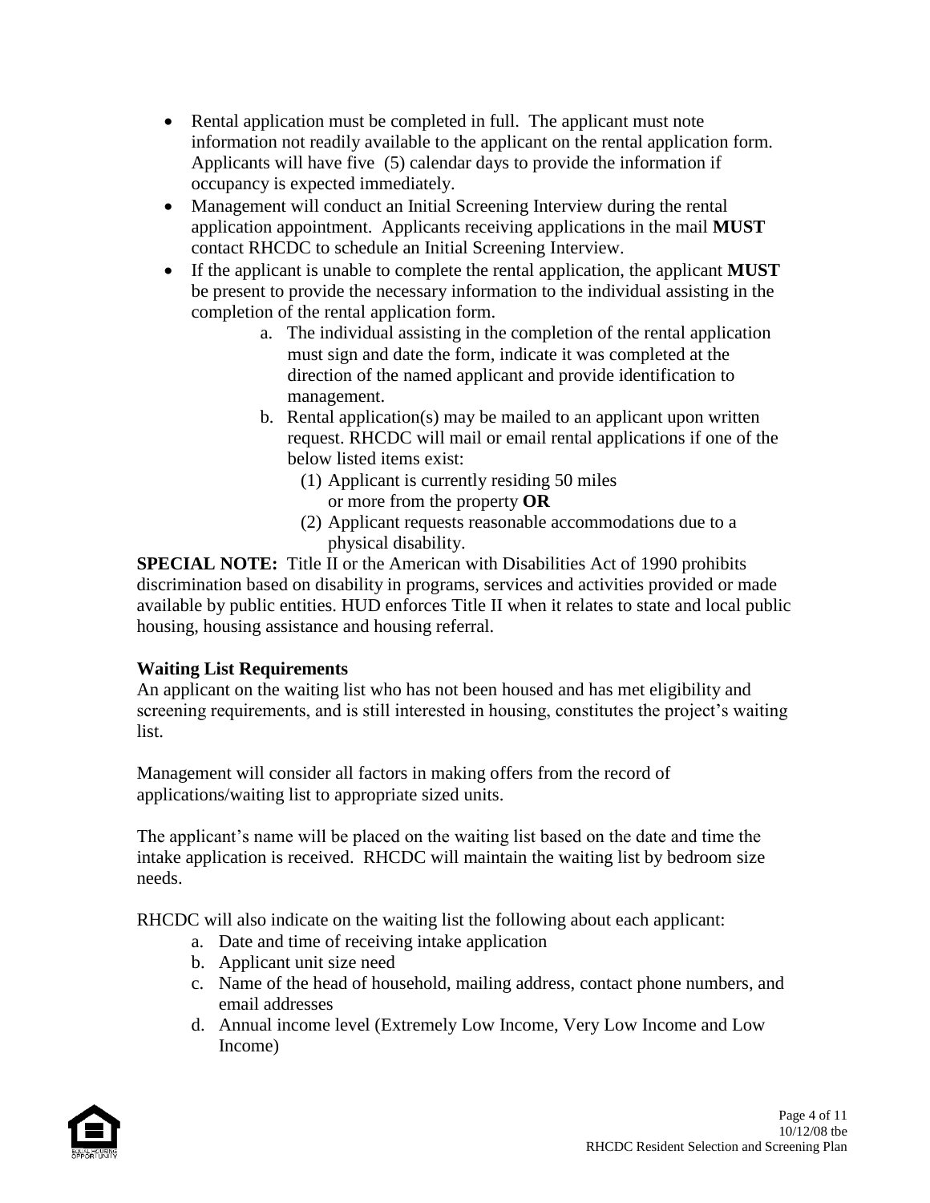- Rental application must be completed in full. The applicant must note information not readily available to the applicant on the rental application form. Applicants will have five (5) calendar days to provide the information if occupancy is expected immediately.
- Management will conduct an Initial Screening Interview during the rental application appointment. Applicants receiving applications in the mail **MUST** contact RHCDC to schedule an Initial Screening Interview.
- If the applicant is unable to complete the rental application, the applicant **MUST** be present to provide the necessary information to the individual assisting in the completion of the rental application form.
    a. The individual assisting in the completion of the rental application must sign and date the form, indicate it was completed at the direction of the named applicant and provide identification to management.
    b. Rental application(s) may be mailed to an applicant upon written request. RHCDC will mail or email rental applications if one of the below listed items exist:
        (1) Applicant is currently residing 50 miles or more from the property **OR**
        (2) Applicant requests reasonable accommodations due to a physical disability.

**SPECIAL NOTE:** Title II or the American with Disabilities Act of 1990 prohibits discrimination based on disability in programs, services and activities provided or made available by public entities. HUD enforces Title II when it relates to state and local public housing, housing assistance and housing referral.

**Waiting List Requirements**

An applicant on the waiting list who has not been housed and has met eligibility and screening requirements, and is still interested in housing, constitutes the project's waiting list.

Management will consider all factors in making offers from the record of applications/waiting list to appropriate sized units.

The applicant's name will be placed on the waiting list based on the date and time the intake application is received. RHCDC will maintain the waiting list by bedroom size needs.

RHCDC will also indicate on the waiting list the following about each applicant:

a. Date and time of receiving intake application
b. Applicant unit size need
c. Name of the head of household, mailing address, contact phone numbers, and email addresses
d. Annual income level (Extremely Low Income, Very Low Income and Low Income)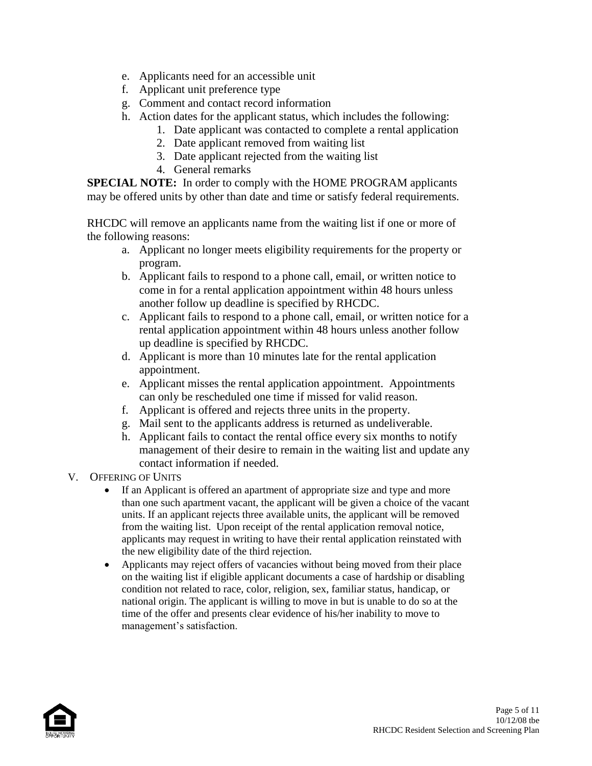e. Applicants need for an accessible unit
f. Applicant unit preference type
g. Comment and contact record information
h. Action dates for the applicant status, which includes the following:
    1. Date applicant was contacted to complete a rental application
    2. Date applicant removed from waiting list
    3. Date applicant rejected from the waiting list
    4. General remarks

**SPECIAL NOTE:** In order to comply with the HOME PROGRAM applicants may be offered units by other than date and time or satisfy federal requirements.

RHCDC will remove an applicants name from the waiting list if one or more of the following reasons:

a. Applicant no longer meets eligibility requirements for the property or program.
b. Applicant fails to respond to a phone call, email, or written notice to come in for a rental application appointment within 48 hours unless another follow up deadline is specified by RHCDC.
c. Applicant fails to respond to a phone call, email, or written notice for a rental application appointment within 48 hours unless another follow up deadline is specified by RHCDC.
d. Applicant is more than 10 minutes late for the rental application appointment.
e. Applicant misses the rental application appointment. Appointments can only be rescheduled one time if missed for valid reason.
f. Applicant is offered and rejects three units in the property.
g. Mail sent to the applicants address is returned as undeliverable.
h. Applicant fails to contact the rental office every six months to notify management of their desire to remain in the waiting list and update any contact information if needed.

## V. Offering of Units

- If an Applicant is offered an apartment of appropriate size and type and more than one such apartment vacant, the applicant will be given a choice of the vacant units. If an applicant rejects three available units, the applicant will be removed from the waiting list. Upon receipt of the rental application removal notice, applicants may request in writing to have their rental application reinstated with the new eligibility date of the third rejection.
- Applicants may reject offers of vacancies without being moved from their place on the waiting list if eligible applicant documents a case of hardship or disabling condition not related to race, color, religion, sex, familiar status, handicap, or national origin. The applicant is willing to move in but is unable to do so at the time of the offer and presents clear evidence of his/her inability to move to management's satisfaction.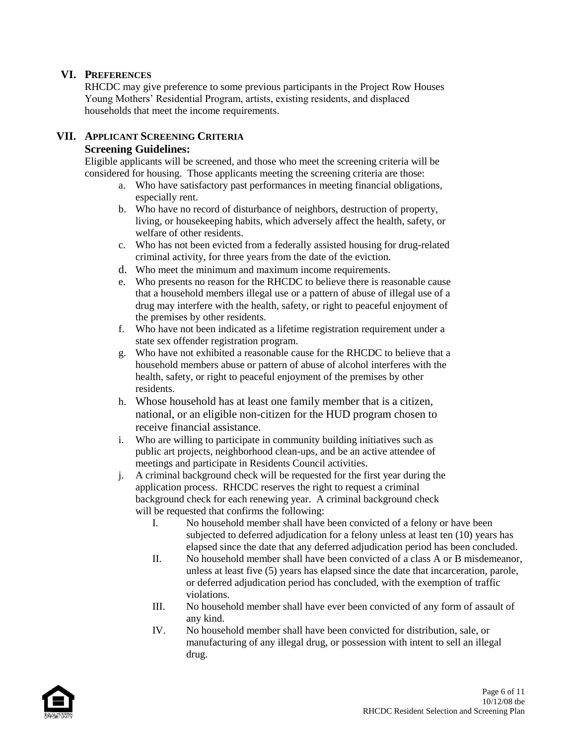## VI. Preferences

RHCDC may give preference to some previous participants in the Project Row Houses Young Mothers' Residential Program, artists, existing residents, and displaced households that meet the income requirements.

## VII. Applicant Screening Criteria

**Screening Guidelines:**

Eligible applicants will be screened, and those who meet the screening criteria will be considered for housing. Those applicants meeting the screening criteria are those:

a. Who have satisfactory past performances in meeting financial obligations, especially rent.
b. Who have no record of disturbance of neighbors, destruction of property, living, or housekeeping habits, which adversely affect the health, safety, or welfare of other residents.
c. Who has not been evicted from a federally assisted housing for drug-related criminal activity, for three years from the date of the eviction.
d. Who meet the minimum and maximum income requirements.
e. Who presents no reason for the RHCDC to believe there is reasonable cause that a household members illegal use or a pattern of abuse of illegal use of a drug may interfere with the health, safety, or right to peaceful enjoyment of the premises by other residents.
f. Who have not been indicated as a lifetime registration requirement under a state sex offender registration program.
g. Who have not exhibited a reasonable cause for the RHCDC to believe that a household members abuse or pattern of abuse of alcohol interferes with the health, safety, or right to peaceful enjoyment of the premises by other residents.
h. Whose household has at least one family member that is a citizen, national, or an eligible non-citizen for the HUD program chosen to receive financial assistance.
i. Who are willing to participate in community building initiatives such as public art projects, neighborhood clean-ups, and be an active attendee of meetings and participate in Residents Council activities.
j. A criminal background check will be requested for the first year during the application process. RHCDC reserves the right to request a criminal background check for each renewing year. A criminal background check will be requested that confirms the following:
   I. No household member shall have been convicted of a felony or have been subjected to deferred adjudication for a felony unless at least ten (10) years has elapsed since the date that any deferred adjudication period has been concluded.
   II. No household member shall have been convicted of a class A or B misdemeanor, unless at least five (5) years has elapsed since the date that incarceration, parole, or deferred adjudication period has concluded, with the exemption of traffic violations.
   III. No household member shall have ever been convicted of any form of assault of any kind.
   IV. No household member shall have been convicted for distribution, sale, or manufacturing of any illegal drug, or possession with intent to sell an illegal drug.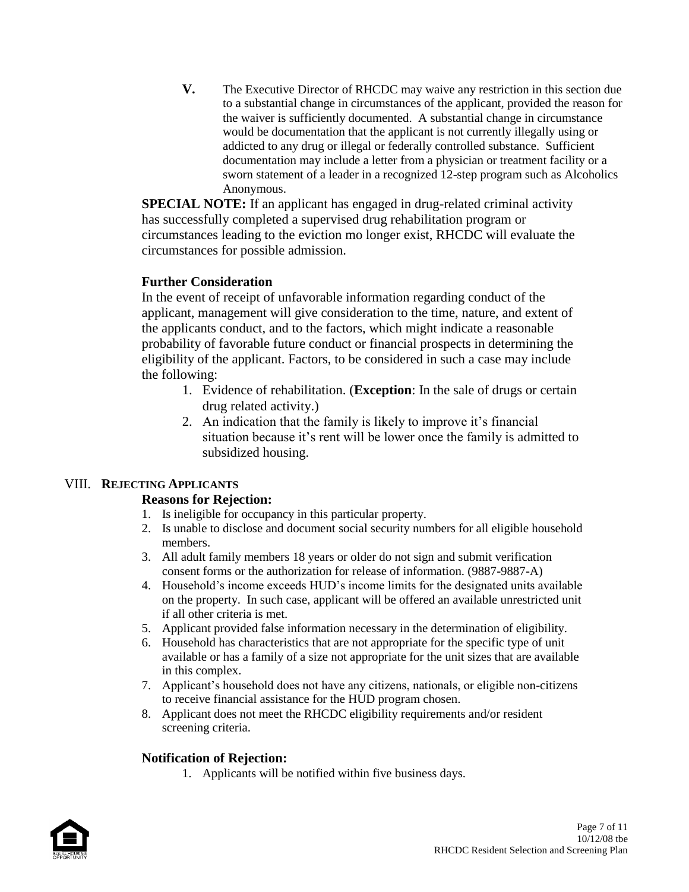**V.** The Executive Director of RHCDC may waive any restriction in this section due to a substantial change in circumstances of the applicant, provided the reason for the waiver is sufficiently documented. A substantial change in circumstance would be documentation that the applicant is not currently illegally using or addicted to any drug or illegal or federally controlled substance. Sufficient documentation may include a letter from a physician or treatment facility or a sworn statement of a leader in a recognized 12-step program such as Alcoholics Anonymous.

**SPECIAL NOTE:** If an applicant has engaged in drug-related criminal activity has successfully completed a supervised drug rehabilitation program or circumstances leading to the eviction mo longer exist, RHCDC will evaluate the circumstances for possible admission.

### Further Consideration

In the event of receipt of unfavorable information regarding conduct of the applicant, management will give consideration to the time, nature, and extent of the applicants conduct, and to the factors, which might indicate a reasonable probability of favorable future conduct or financial prospects in determining the eligibility of the applicant. Factors, to be considered in such a case may include the following:

1. Evidence of rehabilitation. (**Exception**: In the sale of drugs or certain drug related activity.)
2. An indication that the family is likely to improve it's financial situation because it's rent will be lower once the family is admitted to subsidized housing.

## VIII. REJECTING APPLICANTS

### Reasons for Rejection:

1. Is ineligible for occupancy in this particular property.
2. Is unable to disclose and document social security numbers for all eligible household members.
3. All adult family members 18 years or older do not sign and submit verification consent forms or the authorization for release of information. (9887-9887-A)
4. Household's income exceeds HUD's income limits for the designated units available on the property. In such case, applicant will be offered an available unrestricted unit if all other criteria is met.
5. Applicant provided false information necessary in the determination of eligibility.
6. Household has characteristics that are not appropriate for the specific type of unit available or has a family of a size not appropriate for the unit sizes that are available in this complex.
7. Applicant's household does not have any citizens, nationals, or eligible non-citizens to receive financial assistance for the HUD program chosen.
8. Applicant does not meet the RHCDC eligibility requirements and/or resident screening criteria.

### Notification of Rejection:

1. Applicants will be notified within five business days.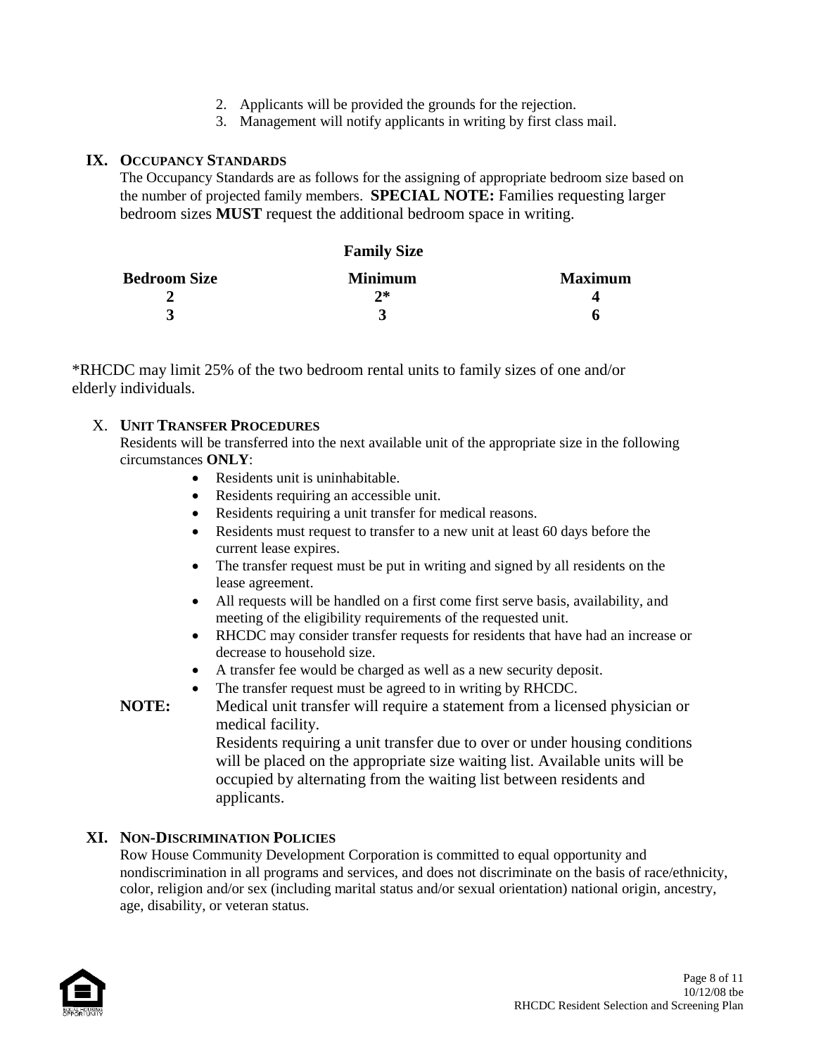2. Applicants will be provided the grounds for the rejection.
3. Management will notify applicants in writing by first class mail.

## IX. Occupancy Standards

The Occupancy Standards are as follows for the assigning of appropriate bedroom size based on the number of projected family members. **SPECIAL NOTE:** Families requesting larger bedroom sizes **MUST** request the additional bedroom space in writing.

| | Family Size | |
|---|---|---|
| **Bedroom Size** | **Minimum** | **Maximum** |
| **2** | **2*** | **4** |
| **3** | **3** | **6** |

*RHCDC may limit 25% of the two bedroom rental units to family sizes of one and/or elderly individuals.

## X. Unit Transfer Procedures

Residents will be transferred into the next available unit of the appropriate size in the following circumstances **ONLY**:

- Residents unit is uninhabitable.
- Residents requiring an accessible unit.
- Residents requiring a unit transfer for medical reasons.
- Residents must request to transfer to a new unit at least 60 days before the current lease expires.
- The transfer request must be put in writing and signed by all residents on the lease agreement.
- All requests will be handled on a first come first serve basis, availability, and meeting of the eligibility requirements of the requested unit.
- RHCDC may consider transfer requests for residents that have had an increase or decrease to household size.
- A transfer fee would be charged as well as a new security deposit.
- The transfer request must be agreed to in writing by RHCDC.

**NOTE:** Medical unit transfer will require a statement from a licensed physician or medical facility.
Residents requiring a unit transfer due to over or under housing conditions will be placed on the appropriate size waiting list. Available units will be occupied by alternating from the waiting list between residents and applicants.

## XI. Non-Discrimination Policies

Row House Community Development Corporation is committed to equal opportunity and nondiscrimination in all programs and services, and does not discriminate on the basis of race/ethnicity, color, religion and/or sex (including marital status and/or sexual orientation) national origin, ancestry, age, disability, or veteran status.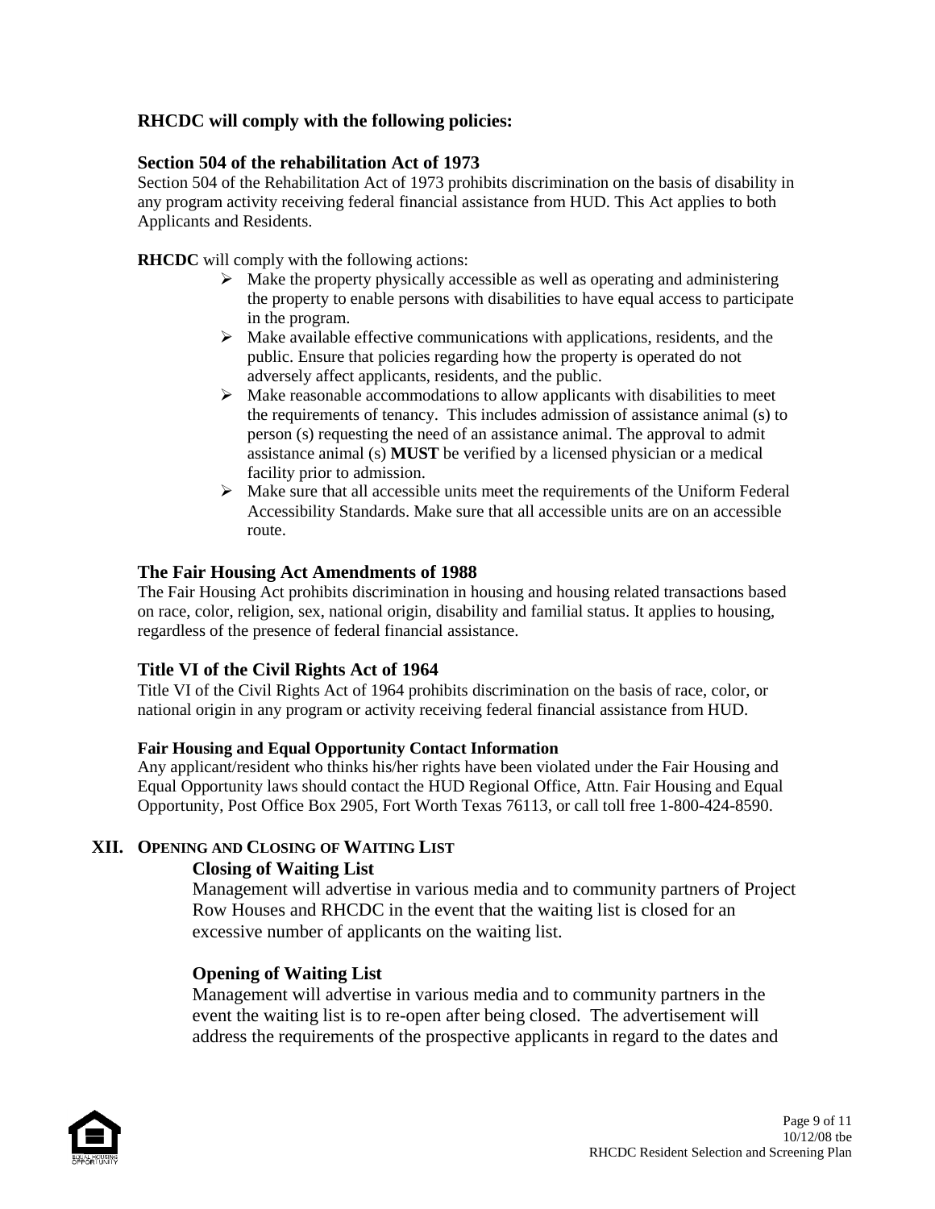**RHCDC will comply with the following policies:**

**Section 504 of the rehabilitation Act of 1973**

Section 504 of the Rehabilitation Act of 1973 prohibits discrimination on the basis of disability in any program activity receiving federal financial assistance from HUD. This Act applies to both Applicants and Residents.

**RHCDC** will comply with the following actions:

- Make the property physically accessible as well as operating and administering the property to enable persons with disabilities to have equal access to participate in the program.
- Make available effective communications with applications, residents, and the public. Ensure that policies regarding how the property is operated do not adversely affect applicants, residents, and the public.
- Make reasonable accommodations to allow applicants with disabilities to meet the requirements of tenancy. This includes admission of assistance animal (s) to person (s) requesting the need of an assistance animal. The approval to admit assistance animal (s) **MUST** be verified by a licensed physician or a medical facility prior to admission.
- Make sure that all accessible units meet the requirements of the Uniform Federal Accessibility Standards. Make sure that all accessible units are on an accessible route.

**The Fair Housing Act Amendments of 1988**

The Fair Housing Act prohibits discrimination in housing and housing related transactions based on race, color, religion, sex, national origin, disability and familial status. It applies to housing, regardless of the presence of federal financial assistance.

**Title VI of the Civil Rights Act of 1964**

Title VI of the Civil Rights Act of 1964 prohibits discrimination on the basis of race, color, or national origin in any program or activity receiving federal financial assistance from HUD.

**Fair Housing and Equal Opportunity Contact Information**

Any applicant/resident who thinks his/her rights have been violated under the Fair Housing and Equal Opportunity laws should contact the HUD Regional Office, Attn. Fair Housing and Equal Opportunity, Post Office Box 2905, Fort Worth Texas 76113, or call toll free 1-800-424-8590.

## XII. Opening and Closing of Waiting List

**Closing of Waiting List**

Management will advertise in various media and to community partners of Project Row Houses and RHCDC in the event that the waiting list is closed for an excessive number of applicants on the waiting list.

**Opening of Waiting List**

Management will advertise in various media and to community partners in the event the waiting list is to re-open after being closed. The advertisement will address the requirements of the prospective applicants in regard to the dates and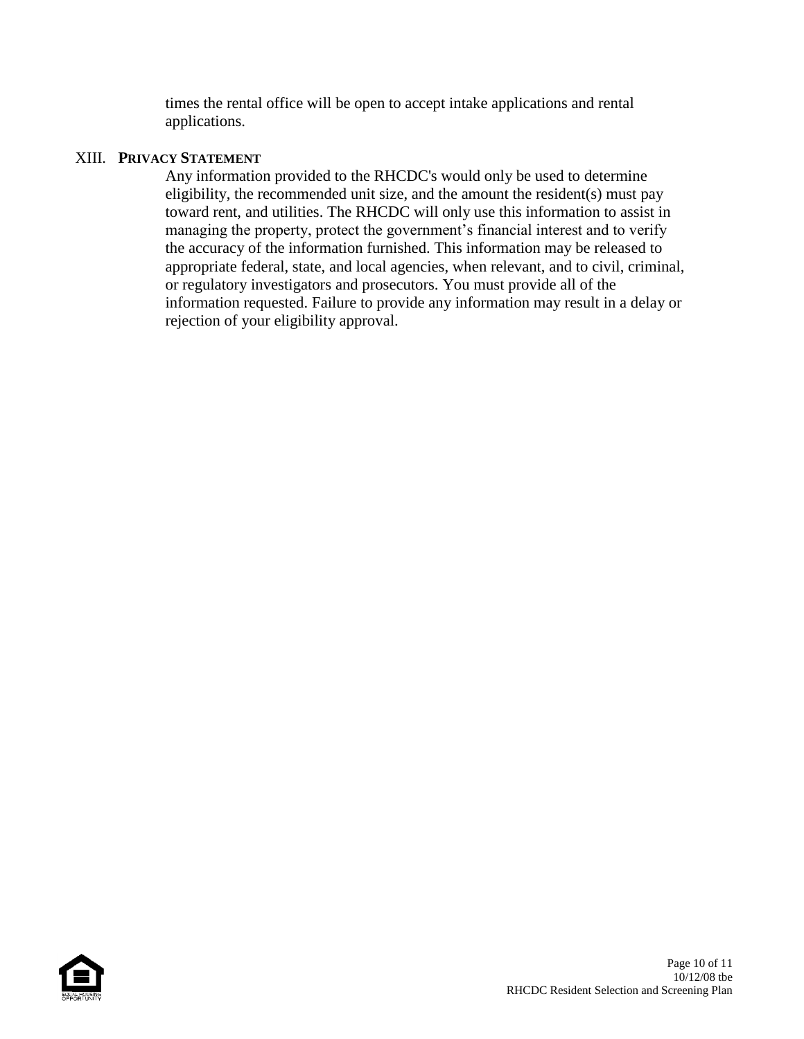times the rental office will be open to accept intake applications and rental applications.

## XIII. PRIVACY STATEMENT

Any information provided to the RHCDC's would only be used to determine eligibility, the recommended unit size, and the amount the resident(s) must pay toward rent, and utilities. The RHCDC will only use this information to assist in managing the property, protect the government's financial interest and to verify the accuracy of the information furnished. This information may be released to appropriate federal, state, and local agencies, when relevant, and to civil, criminal, or regulatory investigators and prosecutors. You must provide all of the information requested. Failure to provide any information may result in a delay or rejection of your eligibility approval.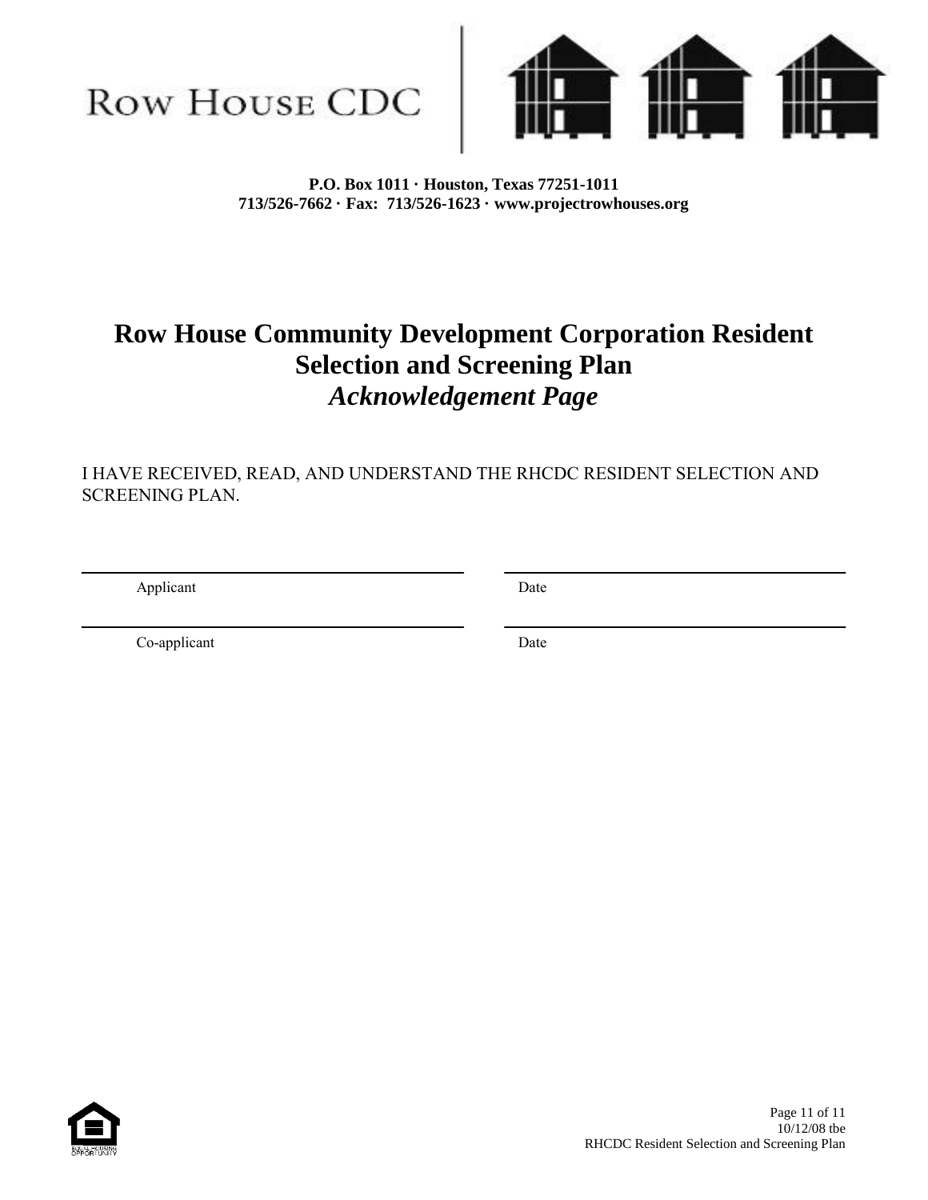ROW HOUSE CDC

**P.O. Box 1011 · Houston, Texas 77251-1011**
**713/526-7662 · Fax: 713/526-1623 · www.projectrowhouses.org**

# Row House Community Development Corporation Resident Selection and Screening Plan
## *Acknowledgement Page*

I HAVE RECEIVED, READ, AND UNDERSTAND THE RHCDC RESIDENT SELECTION AND SCREENING PLAN.

| | |
|---|---|
| ______________________________ | ______________________________ |
| Applicant | Date |
| ______________________________ | ______________________________ |
| Co-applicant | Date |

10/12/08 tbe
RHCDC Resident Selection and Screening Plan